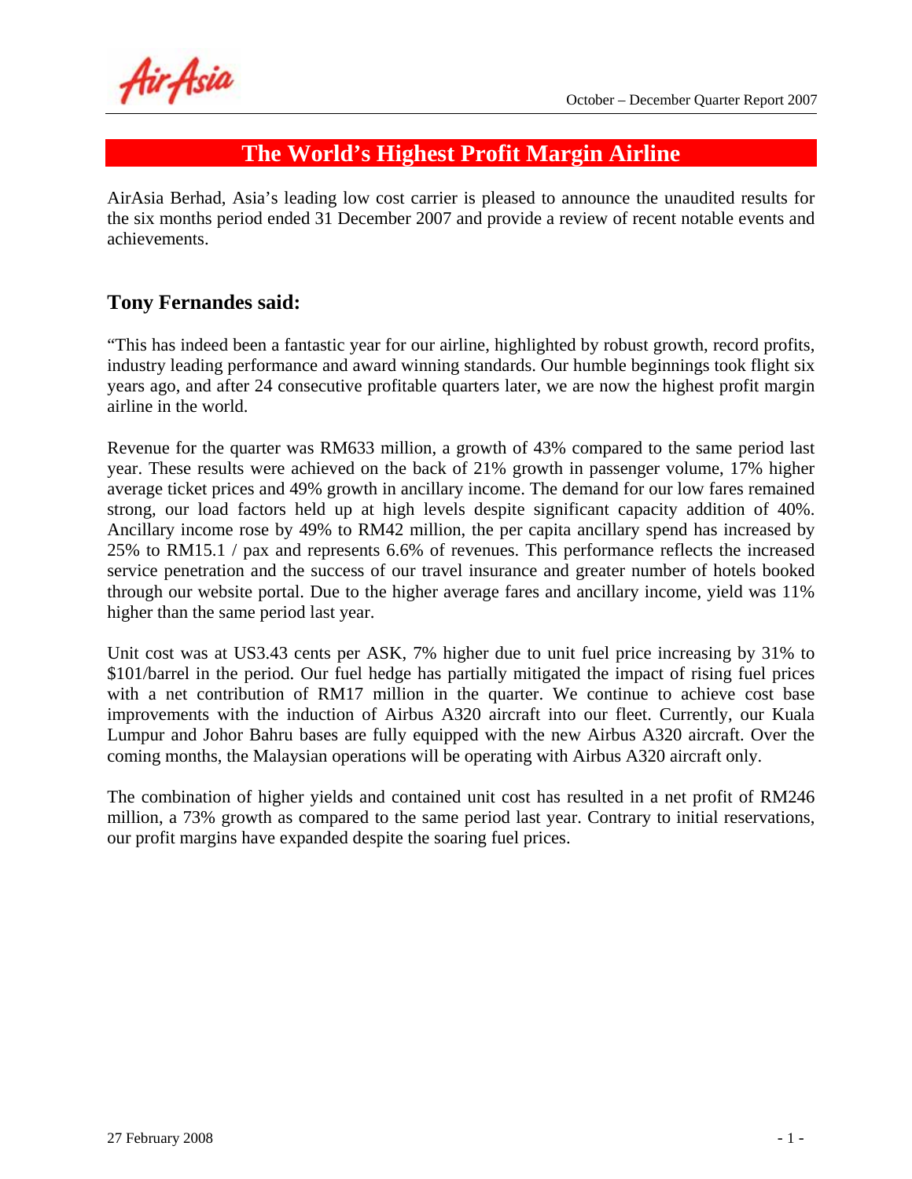# The World's Highest Profit Margin Airline

AirAsia Berhad, Asia's leading low cost carrier is pleased to announce the unaudited results for the six months period ended 31 December 2007 and provide a review of recent notable events and achievements.

## Tony Fernandes said:

"This has indeed been a fantastic year for our airline, highlighted by robust growth, record profits, industry leading performance and award winning standards. Our humble beginnings took flight six years ago, and after 24 consecutive profitable quarters later, we are now the highest profit margin airline in the world.

Revenue for the quarter was RM633 million, a growth of 43% compared to the same period last year. These results were achieved on the back of 21% growth in passenger volume, 17% higher average ticket prices and 49% growth in ancillary income. The demand for our low fares remained strong, our load factors held up at high levels despite significant capacity addition of 40%. Ancillary income rose by 49% to RM42 million, the per capita ancillary spend has increased by 25% to RM15.1 / pax and represents 6.6% of revenues. This performance reflects the increased service penetration and the success of our travel insurance and greater number of hotels booked through our website portal. Due to the higher average fares and ancillary income, yield was 11% higher than the same period last year.

Unit cost was at US3.43 cents per ASK, 7% higher due to unit fuel price increasing by 31% to $101/barrel in the period. Our fuel hedge has partially mitigated the impact of rising fuel prices with a net contribution of RM17 million in the quarter. We continue to achieve cost base improvements with the induction of Airbus A320 aircraft into our fleet. Currently, our Kuala Lumpur and Johor Bahru bases are fully equipped with the new Airbus A320 aircraft. Over the coming months, the Malaysian operations will be operating with Airbus A320 aircraft only.

The combination of higher yields and contained unit cost has resulted in a net profit of RM246 million, a 73% growth as compared to the same period last year. Contrary to initial reservations, our profit margins have expanded despite the soaring fuel prices.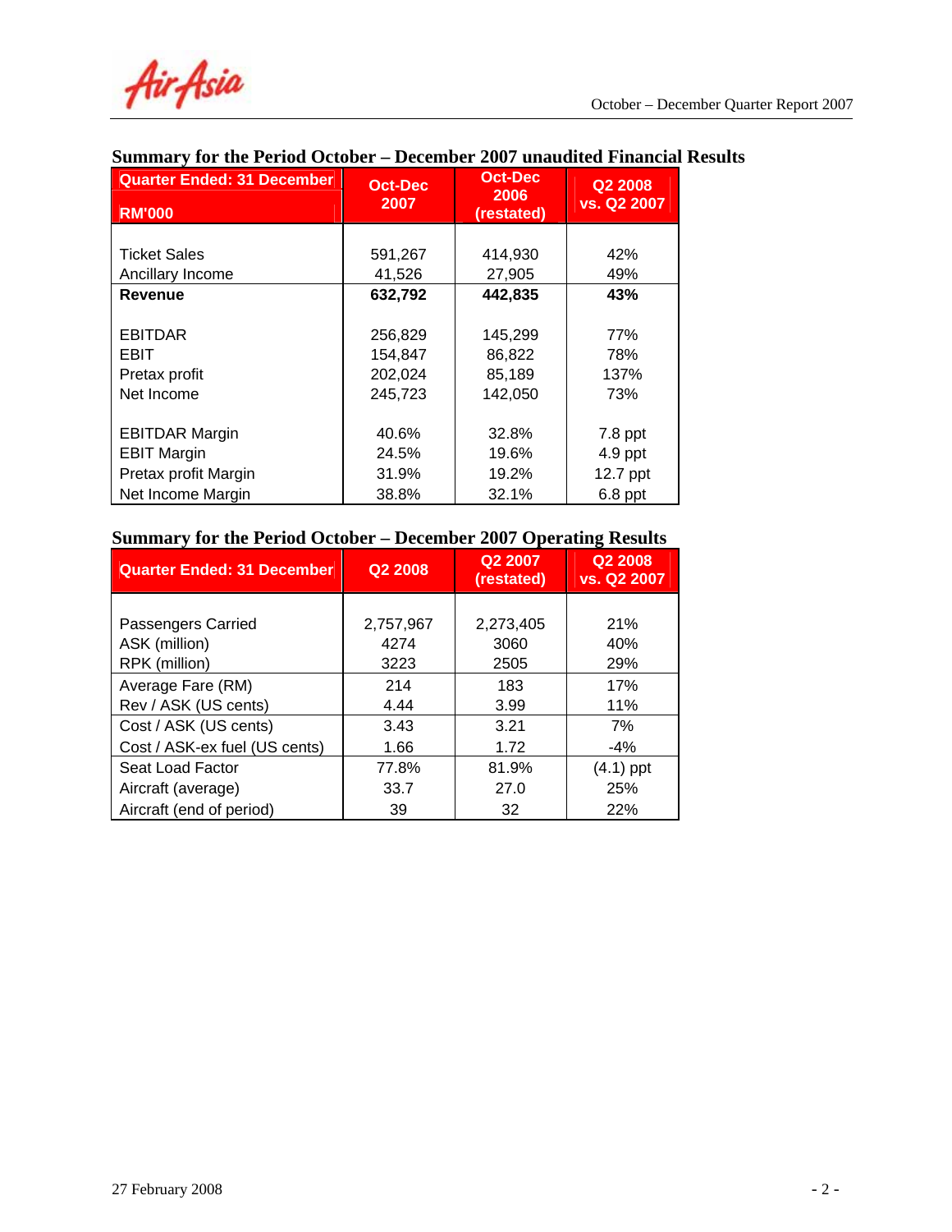## Summary for the Period October – December 2007 unaudited Financial Results

| Quarter Ended: 31 December RM'000 | Oct-Dec 2007 | Oct-Dec 2006 (restated) | Q2 2008 vs. Q2 2007 |
|---|---|---|---|
| Ticket Sales | 591,267 | 414,930 | 42% |
| Ancillary Income | 41,526 | 27,905 | 49% |
| **Revenue** | **632,792** | **442,835** | **43%** |
| EBITDAR | 256,829 | 145,299 | 77% |
| EBIT | 154,847 | 86,822 | 78% |
| Pretax profit | 202,024 | 85,189 | 137% |
| Net Income | 245,723 | 142,050 | 73% |
| EBITDAR Margin | 40.6% | 32.8% | 7.8 ppt |
| EBIT Margin | 24.5% | 19.6% | 4.9 ppt |
| Pretax profit Margin | 31.9% | 19.2% | 12.7 ppt |
| Net Income Margin | 38.8% | 32.1% | 6.8 ppt |

## Summary for the Period October – December 2007 Operating Results

| Quarter Ended: 31 December | Q2 2008 | Q2 2007 (restated) | Q2 2008 vs. Q2 2007 |
|---|---|---|---|
| Passengers Carried | 2,757,967 | 2,273,405 | 21% |
| ASK (million) | 4274 | 3060 | 40% |
| RPK (million) | 3223 | 2505 | 29% |
| Average Fare (RM) | 214 | 183 | 17% |
| Rev / ASK (US cents) | 4.44 | 3.99 | 11% |
| Cost / ASK (US cents) | 3.43 | 3.21 | 7% |
| Cost / ASK-ex fuel (US cents) | 1.66 | 1.72 | -4% |
| Seat Load Factor | 77.8% | 81.9% | (4.1) ppt |
| Aircraft (average) | 33.7 | 27.0 | 25% |
| Aircraft (end of period) | 39 | 32 | 22% |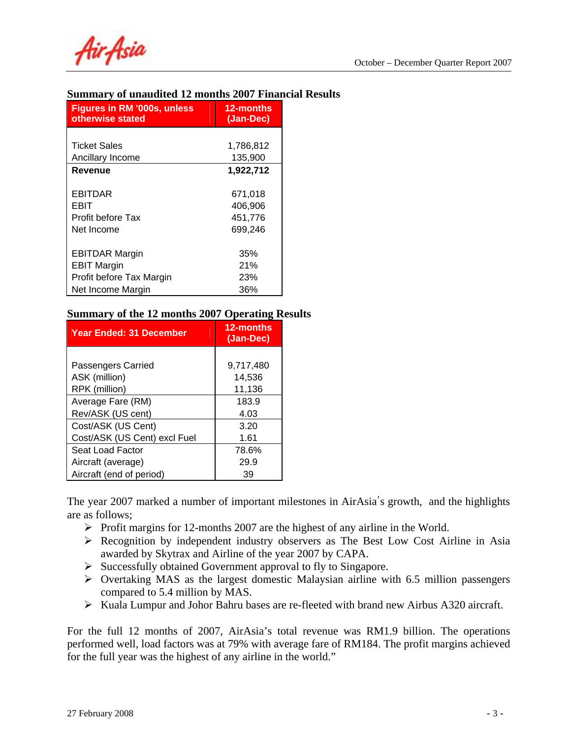### Summary of unaudited 12 months 2007 Financial Results

| Figures in RM '000s, unless otherwise stated | 12-months (Jan-Dec) |
|---|---|
| Ticket Sales | 1,786,812 |
| Ancillary Income | 135,900 |
| **Revenue** | **1,922,712** |
| EBITDAR | 671,018 |
| EBIT | 406,906 |
| Profit before Tax | 451,776 |
| Net Income | 699,246 |
| EBITDAR Margin | 35% |
| EBIT Margin | 21% |
| Profit before Tax Margin | 23% |
| Net Income Margin | 36% |

### Summary of the 12 months 2007 Operating Results

| Year Ended: 31 December | 12-months (Jan-Dec) |
|---|---|
| Passengers Carried | 9,717,480 |
| ASK (million) | 14,536 |
| RPK (million) | 11,136 |
| Average Fare (RM) | 183.9 |
| Rev/ASK (US cent) | 4.03 |
| Cost/ASK (US Cent) | 3.20 |
| Cost/ASK (US Cent) excl Fuel | 1.61 |
| Seat Load Factor | 78.6% |
| Aircraft (average) | 29.9 |
| Aircraft (end of period) | 39 |

The year 2007 marked a number of important milestones in AirAsia's growth, and the highlights are as follows;

- Profit margins for 12-months 2007 are the highest of any airline in the World.
- Recognition by independent industry observers as The Best Low Cost Airline in Asia awarded by Skytrax and Airline of the year 2007 by CAPA.
- Successfully obtained Government approval to fly to Singapore.
- Overtaking MAS as the largest domestic Malaysian airline with 6.5 million passengers compared to 5.4 million by MAS.
- Kuala Lumpur and Johor Bahru bases are re-fleeted with brand new Airbus A320 aircraft.

For the full 12 months of 2007, AirAsia's total revenue was RM1.9 billion. The operations performed well, load factors was at 79% with average fare of RM184. The profit margins achieved for the full year was the highest of any airline in the world."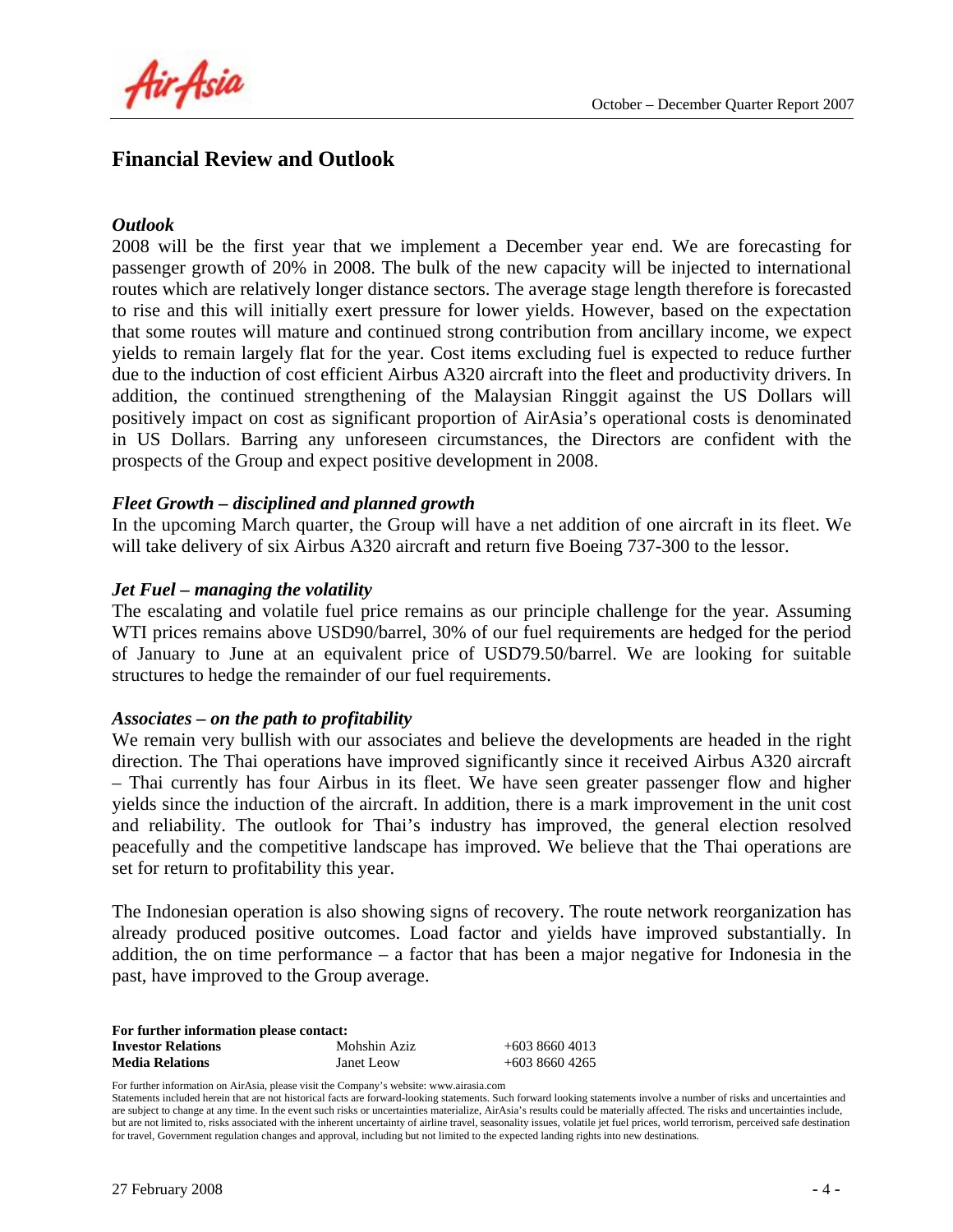## Financial Review and Outlook

### *Outlook*

2008 will be the first year that we implement a December year end. We are forecasting for passenger growth of 20% in 2008. The bulk of the new capacity will be injected to international routes which are relatively longer distance sectors. The average stage length therefore is forecasted to rise and this will initially exert pressure for lower yields. However, based on the expectation that some routes will mature and continued strong contribution from ancillary income, we expect yields to remain largely flat for the year. Cost items excluding fuel is expected to reduce further due to the induction of cost efficient Airbus A320 aircraft into the fleet and productivity drivers. In addition, the continued strengthening of the Malaysian Ringgit against the US Dollars will positively impact on cost as significant proportion of AirAsia's operational costs is denominated in US Dollars. Barring any unforeseen circumstances, the Directors are confident with the prospects of the Group and expect positive development in 2008.

### *Fleet Growth – disciplined and planned growth*

In the upcoming March quarter, the Group will have a net addition of one aircraft in its fleet. We will take delivery of six Airbus A320 aircraft and return five Boeing 737-300 to the lessor.

### *Jet Fuel – managing the volatility*

The escalating and volatile fuel price remains as our principle challenge for the year. Assuming WTI prices remains above USD90/barrel, 30% of our fuel requirements are hedged for the period of January to June at an equivalent price of USD79.50/barrel. We are looking for suitable structures to hedge the remainder of our fuel requirements.

### *Associates – on the path to profitability*

We remain very bullish with our associates and believe the developments are headed in the right direction. The Thai operations have improved significantly since it received Airbus A320 aircraft – Thai currently has four Airbus in its fleet. We have seen greater passenger flow and higher yields since the induction of the aircraft. In addition, there is a mark improvement in the unit cost and reliability. The outlook for Thai's industry has improved, the general election resolved peacefully and the competitive landscape has improved. We believe that the Thai operations are set for return to profitability this year.

The Indonesian operation is also showing signs of recovery. The route network reorganization has already produced positive outcomes. Load factor and yields have improved substantially. In addition, the on time performance – a factor that has been a major negative for Indonesia in the past, have improved to the Group average.

**For further information please contact:**

| | | |
|---|---|---|
| **Investor Relations** | Mohshin Aziz | +603 8660 4013 |
| **Media Relations** | Janet Leow | +603 8660 4265 |

For further information on AirAsia, please visit the Company's website: www.airasia.com

Statements included herein that are not historical facts are forward-looking statements. Such forward looking statements involve a number of risks and uncertainties and are subject to change at any time. In the event such risks or uncertainties materialize, AirAsia's results could be materially affected. The risks and uncertainties include, but are not limited to, risks associated with the inherent uncertainty of airline travel, seasonality issues, volatile jet fuel prices, world terrorism, perceived safe destination for travel, Government regulation changes and approval, including but not limited to the expected landing rights into new destinations.

27 February 2008